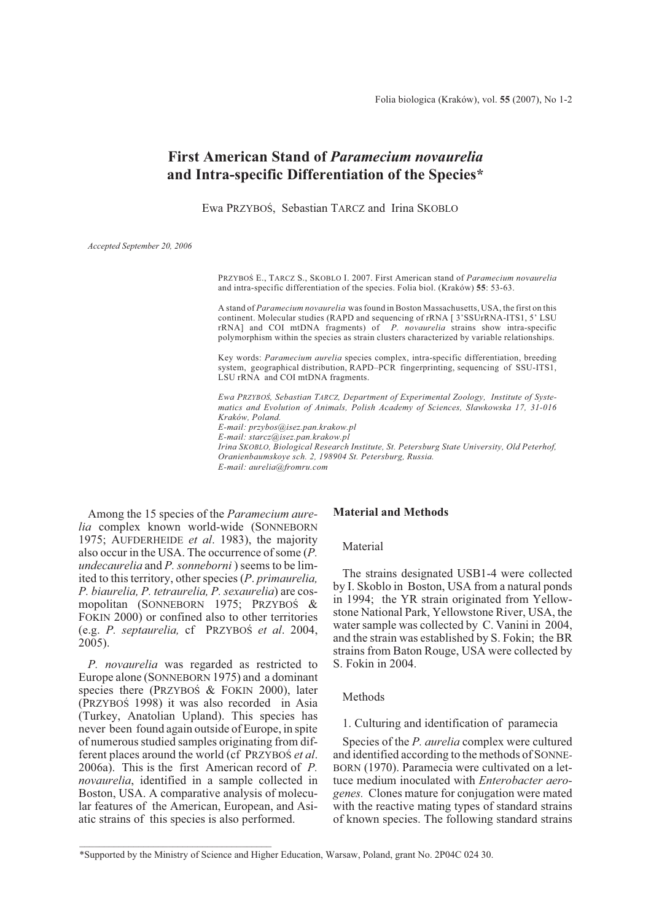# First American Stand of *Paramecium novaurelia* and Intra-specific Differentiation of the Species*

Ewa PRZYBOŚ, Sebastian TARCZ and Irina SKOBLO

*Accepted September 20, 2006*

PRZYBOŚ E., TARCZ S., SKOBLO I. 2007. First American stand of *Paramecium novaurelia* and intra-specific differentiation of the species. Folia biol. (Kraków) **55**: 53-63.

A stand of *Paramecium novaurelia* was found in Boston Massachusetts, USA, the first on this continent. Molecular studies (RAPD and sequencing of rRNA [ 3'SSUrRNA-ITS1, 5' LSU rRNA] and COI mtDNA fragments) of *P. novaurelia* strains show intra-specific polymorphism within the species as strain clusters characterized by variable relationships.

Key words: *Paramecium aurelia* species complex, intra-specific differentiation, breeding system, geographical distribution, RAPD–PCR fingerprinting, sequencing of SSU-ITS1, LSU rRNA and COI mtDNA fragments.

*Ewa PRZYBOŚ, Sebastian TARCZ, Department of Experimental Zoology, Institute of Systematics and Evolution of Animals, Polish Academy of Sciences, Sławkowska 17, 31-016 Kraków, Poland.*
*E-mail: przybos@isez.pan.krakow.pl*
*E-mail: starcz@isez.pan.krakow.pl*
*Irina SKOBLO, Biological Research Institute, St. Petersburg State University, Old Peterhof, Oranienbaumskoye sch. 2, 198904 St. Petersburg, Russia.*
*E-mail: aurelia@fromru.com*

Among the 15 species of the *Paramecium aurelia* complex known world-wide (SONNEBORN 1975; AUFDERHEIDE *et al*. 1983), the majority also occur in the USA. The occurrence of some (*P. undecaurelia* and *P. sonneborni* ) seems to be limited to this territory, other species (*P. primaurelia, P. biaurelia, P. tetraurelia, P. sexaurelia*) are cosmopolitan (SONNEBORN 1975; PRZYBOŚ & FOKIN 2000) or confined also to other territories (e.g. *P. septaurelia,* cf PRZYBOŚ *et al*. 2004, 2005).

*P. novaurelia* was regarded as restricted to Europe alone (SONNEBORN 1975) and a dominant species there (PRZYBOŚ & FOKIN 2000), later (PRZYBOŚ 1998) it was also recorded in Asia (Turkey, Anatolian Upland). This species has never been found again outside of Europe, in spite of numerous studied samples originating from different places around the world (cf PRZYBOŚ *et al*. 2006a). This is the first American record of *P. novaurelia*, identified in a sample collected in Boston, USA. A comparative analysis of molecular features of the American, European, and Asiatic strains of this species is also performed.

## Material and Methods

### Material

The strains designated USB1-4 were collected by I. Skoblo in Boston, USA from a natural ponds in 1994; the YR strain originated from Yellowstone National Park, Yellowstone River, USA, the water sample was collected by C. Vanini in 2004, and the strain was established by S. Fokin; the BR strains from Baton Rouge, USA were collected by S. Fokin in 2004.

### Methods

1. Culturing and identification of paramecia

Species of the *P. aurelia* complex were cultured and identified according to the methods of SONNEBORN (1970). Paramecia were cultivated on a lettuce medium inoculated with *Enterobacter aerogenes.* Clones mature for conjugation were mated with the reactive mating types of standard strains of known species. The following standard strains

*Supported by the Ministry of Science and Higher Education, Warsaw, Poland, grant No. 2P04C 024 30.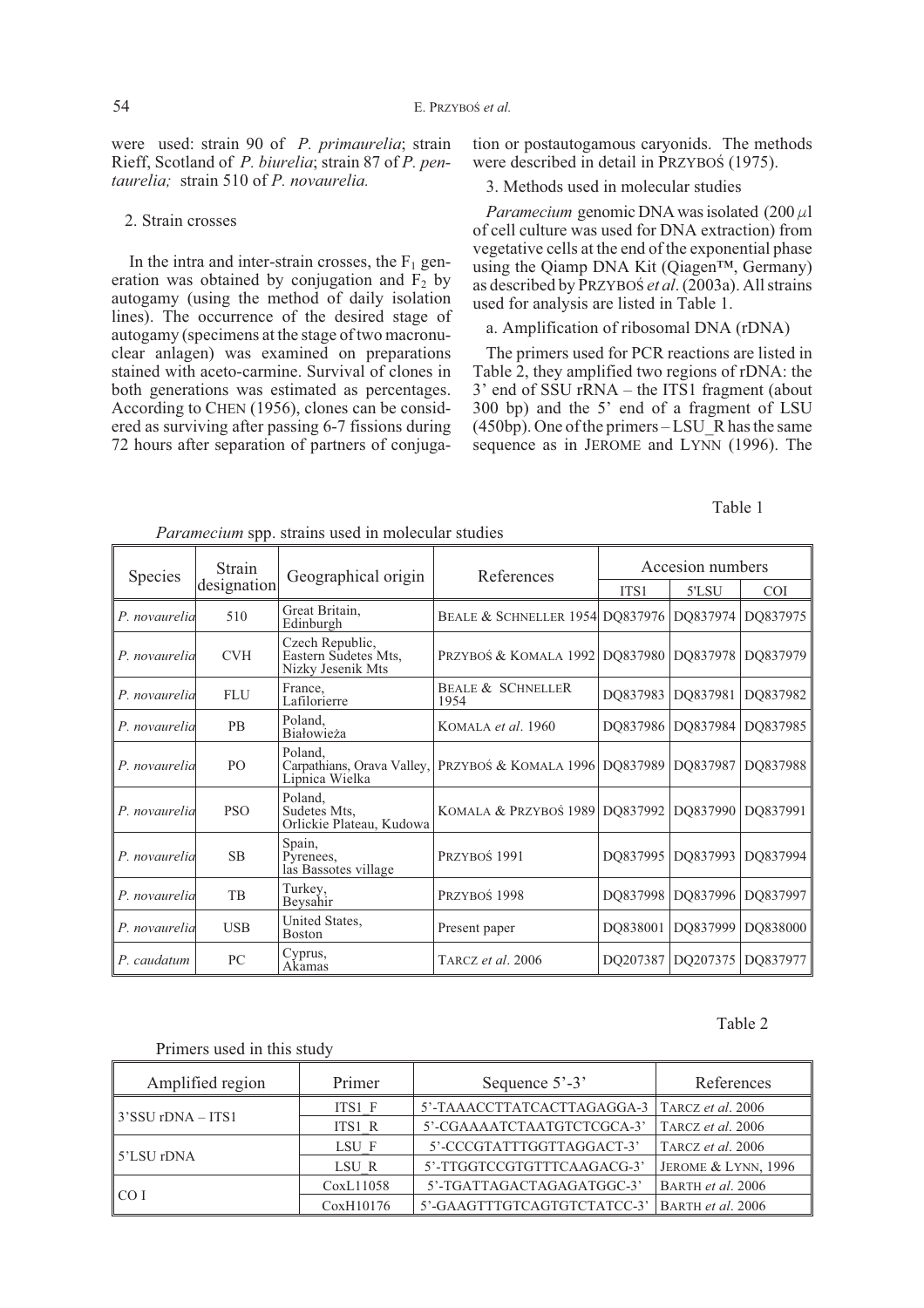were used: strain 90 of *P. primaurelia*; strain Rieff, Scotland of *P. biurelia*; strain 87 of *P. pentaurelia;* strain 510 of *P. novaurelia.*

2. Strain crosses

In the intra and inter-strain crosses, the $F_1$ generation was obtained by conjugation and $F_2$ by autogamy (using the method of daily isolation lines). The occurrence of the desired stage of autogamy (specimens at the stage of two macronuclear anlagen) was examined on preparations stained with aceto-carmine. Survival of clones in both generations was estimated as percentages. According to CHEN (1956), clones can be considered as surviving after passing 6-7 fissions during 72 hours after separation of partners of conjugation or postautogamous caryonids. The methods were described in detail in PRZYBOŚ (1975).

3. Methods used in molecular studies

*Paramecium* genomic DNA was isolated (200 µl of cell culture was used for DNA extraction) from vegetative cells at the end of the exponential phase using the Qiamp DNA Kit (Qiagen™, Germany) as described by PRZYBOŚ *et al*. (2003a). All strains used for analysis are listed in Table 1.

a. Amplification of ribosomal DNA (rDNA)

The primers used for PCR reactions are listed in Table 2, they amplified two regions of rDNA: the 3' end of SSU rRNA – the ITS1 fragment (about 300 bp) and the 5' end of a fragment of LSU (450bp). One of the primers – LSU_R has the same sequence as in JEROME and LYNN (1996). The

Table 1

*Paramecium* spp. strains used in molecular studies

| Species | Strain designation | Geographical origin | References | Accesion numbers | | |
|---|---|---|---|---|---|---|
| | | | | ITS1 | 5'LSU | COI |
| *P. novaurelia* | 510 | Great Britain, Edinburgh | BEALE & SCHNELLER 1954 | DQ837976 | DQ837974 | DQ837975 |
| *P. novaurelia* | CVH | Czech Republic, Eastern Sudetes Mts, Nizky Jesenik Mts | PRZYBOŚ & KOMALA 1992 | DQ837980 | DQ837978 | DQ837979 |
| *P. novaurelia* | FLU | France, Lafilorierre | BEALE & SCHNELLER 1954 | DQ837983 | DQ837981 | DQ837982 |
| *P. novaurelia* | PB | Poland, Białowieża | KOMALA *et al*. 1960 | DQ837986 | DQ837984 | DQ837985 |
| *P. novaurelia* | PO | Poland, Carpathians, Orava Valley, Lipnica Wielka | PRZYBOŚ & KOMALA 1996 | DQ837989 | DQ837987 | DQ837988 |
| *P. novaurelia* | PSO | Poland, Sudetes Mts, Orlickie Plateau, Kudowa | KOMALA & PRZYBOŚ 1989 | DQ837992 | DQ837990 | DQ837991 |
| *P. novaurelia* | SB | Spain, Pyrenees, las Bassotes village | PRZYBOŚ 1991 | DQ837995 | DQ837993 | DQ837994 |
| *P. novaurelia* | TB | Turkey, Beysahir | PRZYBOŚ 1998 | DQ837998 | DQ837996 | DQ837997 |
| *P. novaurelia* | USB | United States, Boston | Present paper | DQ838001 | DQ837999 | DQ838000 |
| *P. caudatum* | PC | Cyprus, Akamas | TARCZ *et al*. 2006 | DQ207387 | DQ207375 | DQ837977 |

Table 2

Primers used in this study

| Amplified region | Primer | Sequence 5'-3' | References |
|---|---|---|---|
| 3'SSU rDNA – ITS1 | ITS1_F | 5'-TAAACCTTATCACTTAGAGGA-3 | TARCZ *et al*. 2006 |
| | ITS1_R | 5'-CGAAAATCTAATGTCTCGCA-3' | TARCZ *et al*. 2006 |
| 5'LSU rDNA | LSU_F | 5'-CCCGTATTTGGTTAGGACT-3' | TARCZ *et al*. 2006 |
| | LSU_R | 5'-TTGGTCCGTGTTTCAAGACG-3' | JEROME & LYNN, 1996 |
| CO I | CoxL11058 | 5'-TGATTAGACTAGAGATGGC-3' | BARTH *et al*. 2006 |
| | CoxH10176 | 5'-GAAGTTTGTCAGTGTCTATCC-3' | BARTH *et al*. 2006 |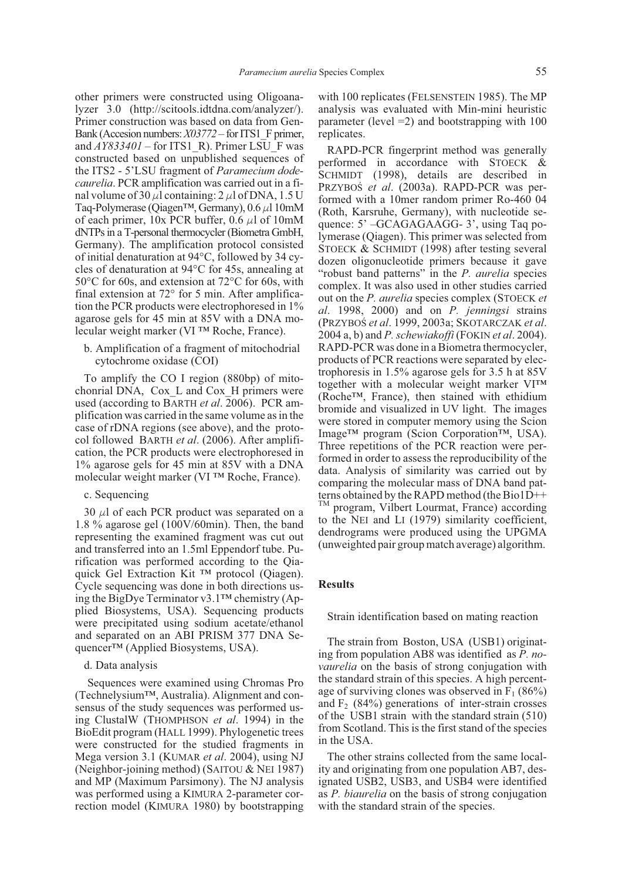other primers were constructed using Oligoanalyzer 3.0 (http://scitools.idtdna.com/analyzer/). Primer construction was based on data from GenBank (Accesion numbers: *X03772* – for ITS1_F primer, and *AY833401* – for ITS1_R). Primer LSU_F was constructed based on unpublished sequences of the ITS2 - 5'LSU fragment of *Paramecium dodecaurelia*. PCR amplification was carried out in a final volume of 30 $\mu$l containing: 2 $\mu$l of DNA, 1.5 U Taq-Polymerase (Qiagen™, Germany), 0.6 $\mu$l 10mM of each primer, 10x PCR buffer, 0.6 $\mu$l of 10mM dNTPs in a T-personal thermocycler (Biometra GmbH, Germany). The amplification protocol consisted of initial denaturation at 94°C, followed by 34 cycles of denaturation at 94°C for 45s, annealing at 50°C for 60s, and extension at 72°C for 60s, with final extension at 72° for 5 min. After amplification the PCR products were electrophoresed in 1% agarose gels for 45 min at 85V with a DNA molecular weight marker (VI ™ Roche, France).

b. Amplification of a fragment of mitochodrial cytochrome oxidase (COI)

To amplify the CO I region (880bp) of mitochonrial DNA, Cox_L and Cox_H primers were used (according to BARTH *et al*. 2006). PCR amplification was carried in the same volume as in the case of rDNA regions (see above), and the protocol followed BARTH *et al*. (2006). After amplification, the PCR products were electrophoresed in 1% agarose gels for 45 min at 85V with a DNA molecular weight marker (VI ™ Roche, France).

c. Sequencing

30 $\mu$l of each PCR product was separated on a 1.8 % agarose gel (100V/60min). Then, the band representing the examined fragment was cut out and transferred into an 1.5ml Eppendorf tube. Purification was performed according to the Qiaquick Gel Extraction Kit ™ protocol (Qiagen). Cycle sequencing was done in both directions using the BigDye Terminator v3.1™ chemistry (Applied Biosystems, USA). Sequencing products were precipitated using sodium acetate/ethanol and separated on an ABI PRISM 377 DNA Sequencer™ (Applied Biosystems, USA).

d. Data analysis

Sequences were examined using Chromas Pro (Technelysium™, Australia). Alignment and consensus of the study sequences was performed using ClustalW (THOMPHSON *et al*. 1994) in the BioEdit program (HALL 1999). Phylogenetic trees were constructed for the studied fragments in Mega version 3.1 (KUMAR *et al*. 2004), using NJ (Neighbor-joining method) (SAITOU & NEI 1987) and MP (Maximum Parsimony). The NJ analysis was performed using a KIMURA 2-parameter correction model (KIMURA 1980) by bootstrapping with 100 replicates (FELSENSTEIN 1985). The MP analysis was evaluated with Min-mini heuristic parameter (level =2) and bootstrapping with 100 replicates.

RAPD-PCR fingerprint method was generally performed in accordance with STOECK & SCHMIDT (1998), details are described in PRZYBOŚ *et al*. (2003a). RAPD-PCR was performed with a 10mer random primer Ro-460 04 (Roth, Karsruhe, Germany), with nucleotide sequence: 5' –GCAGAGAAGG- 3', using Taq polymerase (Qiagen). This primer was selected from STOECK & SCHMIDT (1998) after testing several dozen oligonucleotide primers because it gave "robust band patterns" in the *P. aurelia* species complex. It was also used in other studies carried out on the *P. aurelia* species complex (STOECK *et al*. 1998, 2000) and on *P. jenningsi* strains (PRZYBOŚ *et al*. 1999, 2003a; SKOTARCZAK *et al*. 2004 a, b) and *P. schewiakoffi* (FOKIN *et al*. 2004). RAPD-PCR was done in a Biometra thermocycler, products of PCR reactions were separated by electrophoresis in 1.5% agarose gels for 3.5 h at 85V together with a molecular weight marker VI™ (Roche™, France), then stained with ethidium bromide and visualized in UV light. The images were stored in computer memory using the Scion Image™ program (Scion Corporation™, USA). Three repetitions of the PCR reaction were performed in order to assess the reproducibility of the data. Analysis of similarity was carried out by comparing the molecular mass of DNA band patterns obtained by the RAPD method (the Bio1D++ ™ program, Vilbert Lourmat, France) according to the NEI and LI (1979) similarity coefficient, dendrograms were produced using the UPGMA (unweighted pair group match average) algorithm.

## Results

Strain identification based on mating reaction

The strain from Boston, USA (USB1) originating from population AB8 was identified as *P. novaurelia* on the basis of strong conjugation with the standard strain of this species. A high percentage of surviving clones was observed in $F_1$ (86%) and $F_2$ (84%) generations of inter-strain crosses of the USB1 strain with the standard strain (510) from Scotland. This is the first stand of the species in the USA.

The other strains collected from the same locality and originating from one population AB7, designated USB2, USB3, and USB4 were identified as *P. biaurelia* on the basis of strong conjugation with the standard strain of the species.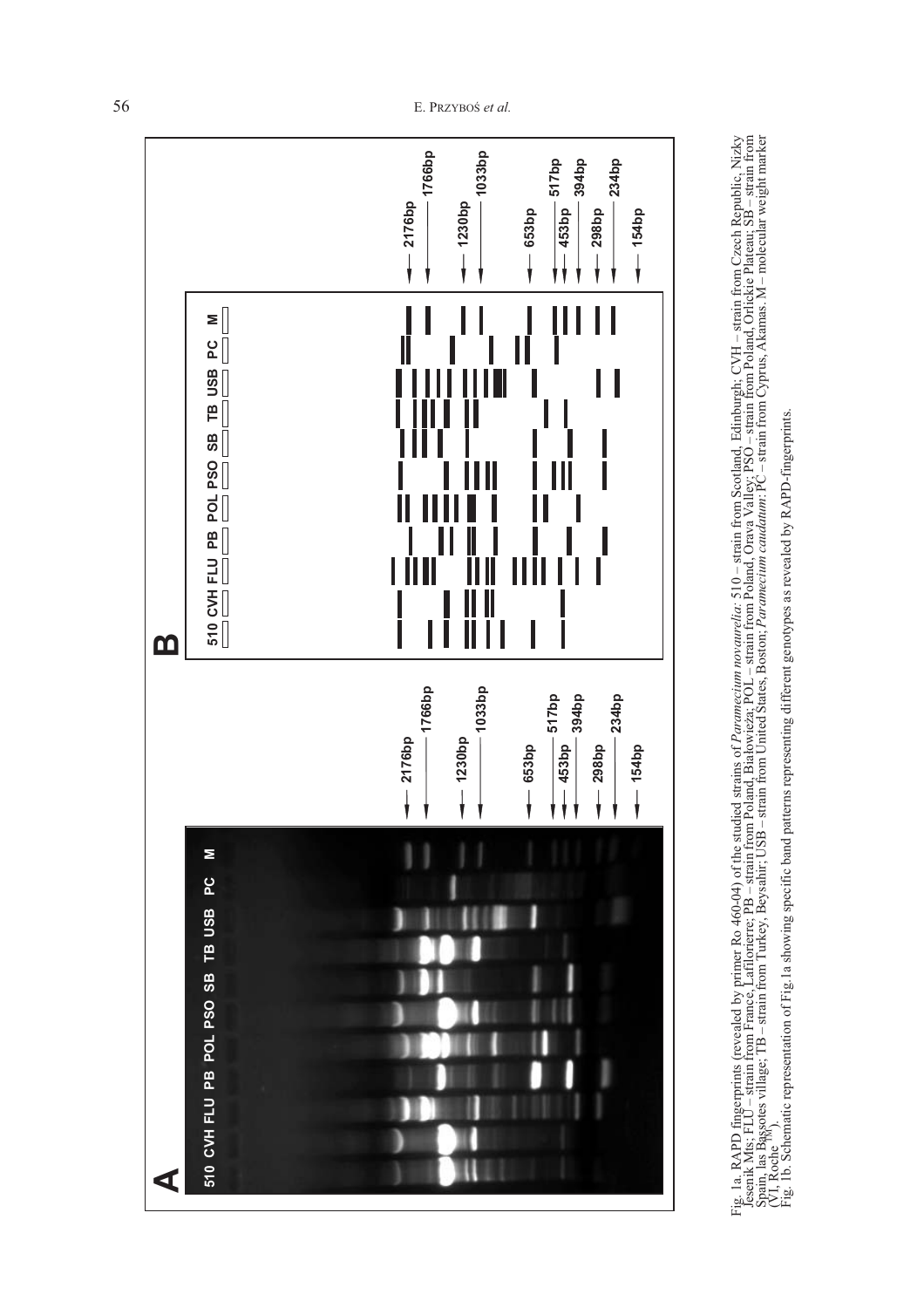Fig. 1a. RAPD fingerprints (revealed by primer Ro 460-04) of the studied strains of *Paramecium novaurelia*: 510 – strain from Scotland, Edinburgh; CVH – strain from Czech Republic, Nizky Jesenik Mts; FLU – strain from France, Lafillonierre; PB – strain from Poland, Białowieża; POL – strain from Poland, Orava Valley; PSO – strain from Poland, Orlickie Plateau; SB – strain from Spain, las Bassotes village; TB – strain from Turkey, Beysahir; USB – strain from United States, Boston; *Paramecium caudatum*: PC – strain from Cyprus, Akamas. M – molecular weight marker (VI, Roche™).

Fig. 1b. Schematic representation of Fig. 1a showing specific band patterns representing different genotypes as revealed by RAPD-fingerprints.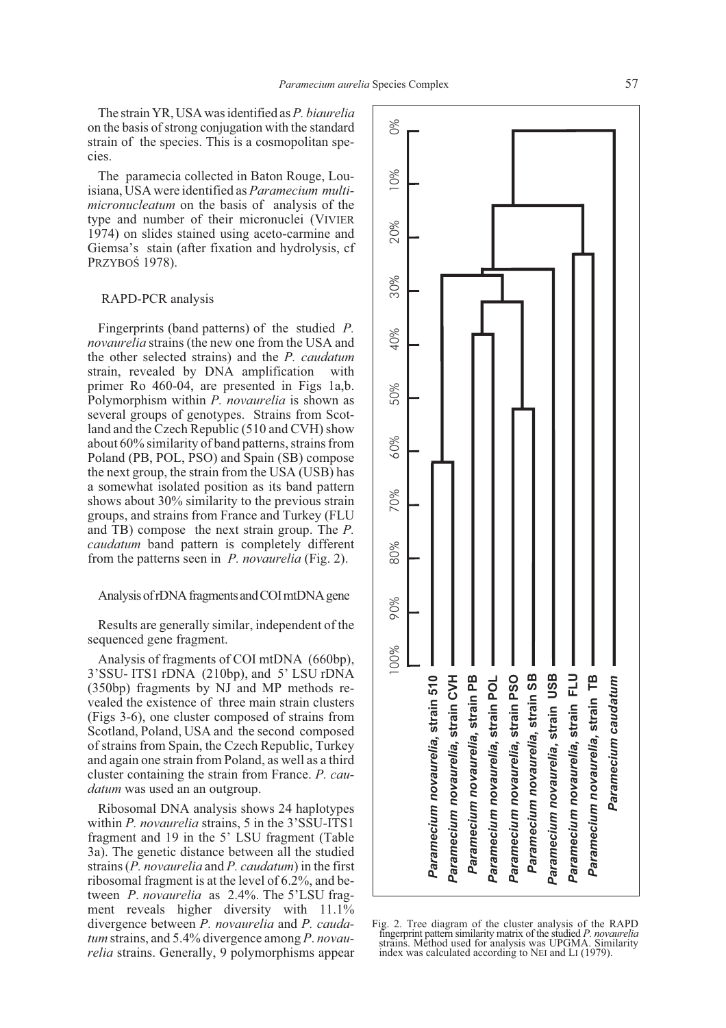The strain YR, USA was identified as *P. biaurelia* on the basis of strong conjugation with the standard strain of the species. This is a cosmopolitan species.

The paramecia collected in Baton Rouge, Louisiana, USA were identified as *Paramecium multimicronucleatum* on the basis of analysis of the type and number of their micronuclei (VIVIER 1974) on slides stained using aceto-carmine and Giemsa's stain (after fixation and hydrolysis, cf PRZYBOŚ 1978).

### RAPD-PCR analysis

Fingerprints (band patterns) of the studied *P. novaurelia* strains (the new one from the USA and the other selected strains) and the *P. caudatum* strain, revealed by DNA amplification with primer Ro 460-04, are presented in Figs 1a,b. Polymorphism within *P. novaurelia* is shown as several groups of genotypes. Strains from Scotland and the Czech Republic (510 and CVH) show about 60% similarity of band patterns, strains from Poland (PB, POL, PSO) and Spain (SB) compose the next group, the strain from the USA (USB) has a somewhat isolated position as its band pattern shows about 30% similarity to the previous strain groups, and strains from France and Turkey (FLU and TB) compose the next strain group. The *P. caudatum* band pattern is completely different from the patterns seen in *P. novaurelia* (Fig. 2).

### Analysis of rDNA fragments and COI mtDNA gene

Results are generally similar, independent of the sequenced gene fragment.

Analysis of fragments of COI mtDNA (660bp), 3'SSU- ITS1 rDNA (210bp), and 5' LSU rDNA (350bp) fragments by NJ and MP methods revealed the existence of three main strain clusters (Figs 3-6), one cluster composed of strains from Scotland, Poland, USA and the second composed of strains from Spain, the Czech Republic, Turkey and again one strain from Poland, as well as a third cluster containing the strain from France. *P. caudatum* was used an an outgroup.

Ribosomal DNA analysis shows 24 haplotypes within *P. novaurelia* strains, 5 in the 3'SSU-ITS1 fragment and 19 in the 5' LSU fragment (Table 3a). The genetic distance between all the studied strains (*P. novaurelia* and *P. caudatum*) in the first ribosomal fragment is at the level of 6.2%, and between *P. novaurelia* as 2.4%. The 5'LSU fragment reveals higher diversity with 11.1% divergence between *P. novaurelia* and *P. caudatum* strains, and 5.4% divergence among *P. novaurelia* strains. Generally, 9 polymorphisms appear

Fig. 2. Tree diagram of the cluster analysis of the RAPD fingerprint pattern similarity matrix of the studied *P. novaurelia* strains. Method used for analysis was UPGMA. Similarity index was calculated according to NEI and LI (1979).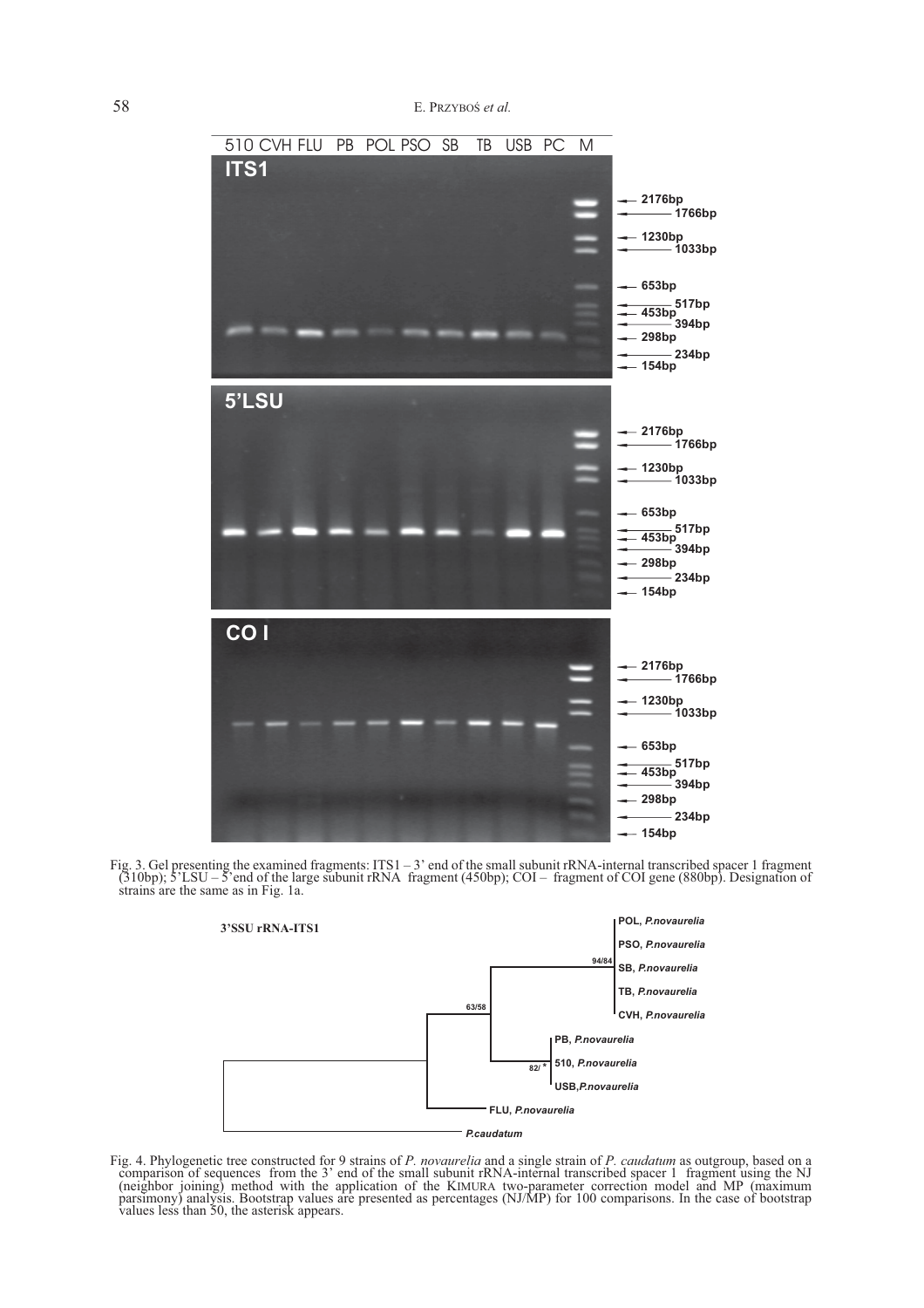Fig. 3. Gel presenting the examined fragments: ITS1 – 3' end of the small subunit rRNA-internal transcribed spacer 1 fragment (310bp); 5'LSU – 5'end of the large subunit rRNA fragment (450bp); COI – fragment of COI gene (880bp). Designation of strains are the same as in Fig. 1a.

Fig. 4. Phylogenetic tree constructed for 9 strains of *P. novaurelia* and a single strain of *P. caudatum* as outgroup, based on a comparison of sequences from the 3' end of the small subunit rRNA-internal transcribed spacer 1 fragment using the NJ (neighbor joining) method with the application of the KIMURA two-parameter correction model and MP (maximum parsimony) analysis. Bootstrap values are presented as percentages (NJ/MP) for 100 comparisons. In the case of bootstrap values less than 50, the asterisk appears.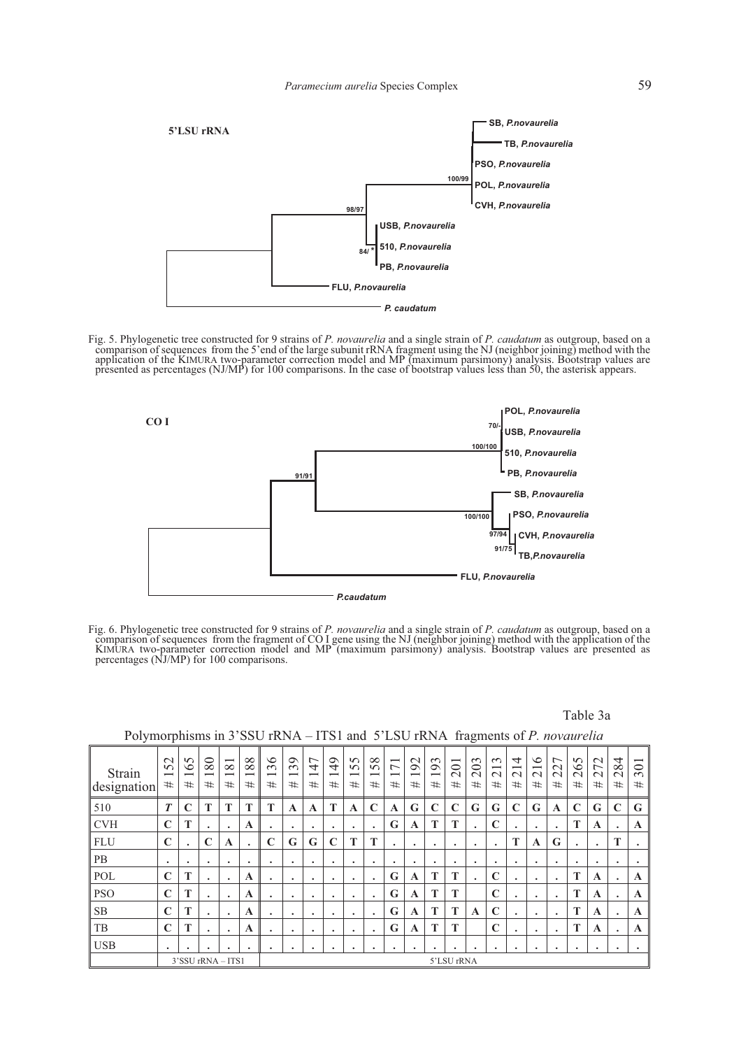Fig. 5. Phylogenetic tree constructed for 9 strains of *P. novaurelia* and a single strain of *P. caudatum* as outgroup, based on a comparison of sequences from the 5'end of the large subunit rRNA fragment using the NJ (neighbor joining) method with the application of the KIMURA two-parameter correction model and MP (maximum parsimony) analysis. Bootstrap values are presented as percentages (NJ/MP) for 100 comparisons. In the case of bootstrap values less than 50, the asterisk appears.

Fig. 6. Phylogenetic tree constructed for 9 strains of *P. novaurelia* and a single strain of *P. caudatum* as outgroup, based on a comparison of sequences from the fragment of CO I gene using the NJ (neighbor joining) method with the application of the KIMURA two-parameter correction model and MP (maximum parsimony) analysis. Bootstrap values are presented as percentages (NJ/MP) for 100 comparisons.

Table 3a

Polymorphisms in 3'SSU rRNA – ITS1 and 5'LSU rRNA fragments of *P. novaurelia*

| Strain designation | # 152 | # 165 | # 180 | # 181 | # 188 | # 136 | # 139 | # 147 | # 149 | # 155 | # 158 | # 171 | # 192 | # 193 | # 201 | # 203 | # 213 | # 214 | # 216 | # 227 | # 265 | # 272 | # 284 | # 301 |
|---|---|---|---|---|---|---|---|---|---|---|---|---|---|---|---|---|---|---|---|---|---|---|---|---|
| 510 | ***T*** | **C** | **T** | **T** | **T** | **T** | **A** | **A** | **T** | **A** | **C** | **A** | **G** | **C** | **C** | **G** | **G** | **C** | **G** | **A** | **C** | **G** | **C** | **G** |
| CVH | **C** | **T** | . | . | **A** | . | . | . | . | . | . | **G** | **A** | **T** | **T** | . | **C** | . | . | . | **T** | **A** | . | **A** |
| FLU | **C** | . | **C** | **A** | . | **C** | **G** | **G** | **C** | **T** | **T** | . | . | . | . | . | . | **T** | **A** | **G** | . | . | **T** | . |
| PB | . | . | . | . | . | . | . | . | . | . | . | . | . | . | . | . | . | . | . | . | . | . | . | . |
| POL | **C** | **T** | . | . | **A** | . | . | . | . | . | . | **G** | **A** | **T** | **T** | . | **C** | . | . | . | **T** | **A** | . | **A** |
| PSO | **C** | **T** | . | . | **A** | . | . | . | . | . | . | **G** | **A** | **T** | **T** | | **C** | . | . | . | **T** | **A** | . | **A** |
| SB | **C** | **T** | . | . | **A** | . | . | . | . | . | . | **G** | **A** | **T** | **T** | **A** | **C** | . | . | . | **T** | **A** | . | **A** |
| TB | **C** | **T** | . | . | **A** | . | . | . | . | . | . | **G** | **A** | **T** | **T** | | **C** | . | . | . | **T** | **A** | . | **A** |
| USB | . | . | . | . | . | . | . | . | . | . | . | . | . | . | . | . | . | . | . | . | . | . | . | . |
| | 3'SSU rRNA – ITS1 | | | | | 5'LSU rRNA | | | | | | | | | | | | | | | | | | |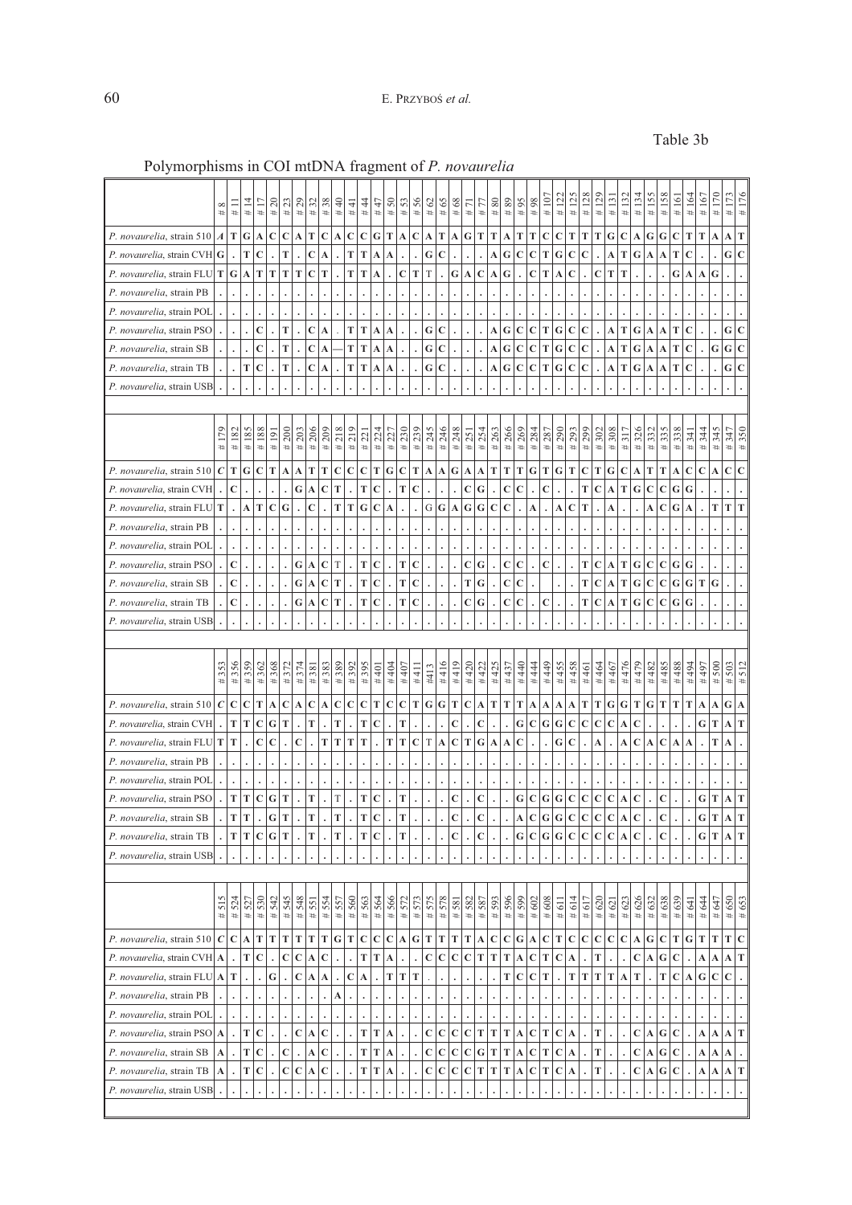Table 3b

Polymorphisms in COI mtDNA fragment of *P. novaurelia*

| | #8 | #11 | #14 | #17 | #20 | #23 | #29 | #32 | #38 | #40 | #41 | #44 | #47 | #50 | #53 | #56 | #62 | #65 | #68 | #71 | #77 | #80 | #89 | #95 | #98 | #107 | #122 | #125 | #128 | #129 | #131 | #132 | #134 | #155 | #158 | #161 | #164 | #167 | #170 | #173 | #176 |
|---|---|---|---|---|---|---|---|---|---|---|---|---|---|---|---|---|---|---|---|---|---|---|---|---|---|---|---|---|---|---|---|---|---|---|---|---|---|---|---|---|---|
| *P. novaurelia*, strain 510 | *A* | T | G | A | C | C | A | T | C | A | C | C | G | T | A | C | A | T | A | G | T | T | A | T | T | C | C | T | T | T | G | C | A | G | G | C | T | T | A | A | T |
| *P. novaurelia*, strain CVH | G | . | T | C | . | T | . | C | A | . | T | T | A | A | . | . | G | C | . | . | . | A | G | C | C | T | G | C | C | . | A | T | G | A | A | T | C | . | . | G | C |
| *P. novaurelia*, strain FLU | T | G | A | T | T | T | T | C | T | . | T | T | A | . | C | T | T | . | G | A | C | A | G | . | C | T | A | C | . | C | T | T | . | . | . | G | A | A | G | . | . |
| *P. novaurelia*, strain PB | . | . | . | . | . | . | . | . | . | . | . | . | . | . | . | . | . | . | . | . | . | . | . | . | . | . | . | . | . | . | . | . | . | . | . | . | . | . | . | . | . |
| *P. novaurelia*, strain POL | . | . | . | . | . | . | . | . | . | . | . | . | . | . | . | . | . | . | . | . | . | . | . | . | . | . | . | . | . | . | . | . | . | . | . | . | . | . | . | . | . |
| *P. novaurelia*, strain PSO | . | . | . | C | . | T | . | C | A | . | T | T | A | A | . | . | G | C | . | . | . | A | G | C | C | T | G | C | C | . | A | T | G | A | A | T | C | . | . | G | C |
| *P. novaurelia*, strain SB | . | . | . | C | . | T | . | C | A | — | T | T | A | A | . | . | G | C | . | . | . | A | G | C | C | T | G | C | C | . | A | T | G | A | A | T | C | . | G | G | C |
| *P. novaurelia*, strain TB | . | . | T | C | . | T | . | C | A | . | T | T | A | A | . | . | G | C | . | . | . | A | G | C | C | T | G | C | C | . | A | T | G | A | A | T | C | . | . | G | C |
| *P. novaurelia*, strain USB | . | . | . | . | . | . | . | . | . | . | . | . | . | . | . | . | . | . | . | . | . | . | . | . | . | . | . | . | . | . | . | . | . | . | . | . | . | . | . | . | . |

| | #179 | #182 | #185 | #188 | #191 | #200 | #203 | #206 | #209 | #218 | #219 | #221 | #224 | #227 | #230 | #239 | #245 | #246 | #248 | #251 | #254 | #263 | #266 | #269 | #284 | #287 | #290 | #293 | #299 | #302 | #308 | #317 | #326 | #332 | #335 | #338 | #341 | #344 | #345 | #347 | #350 |
|---|---|---|---|---|---|---|---|---|---|---|---|---|---|---|---|---|---|---|---|---|---|---|---|---|---|---|---|---|---|---|---|---|---|---|---|---|---|---|---|---|---|
| *P. novaurelia*, strain 510 | *C* | T | G | C | T | A | A | T | T | C | C | C | T | G | C | T | A | A | G | A | A | T | T | T | G | T | G | T | C | T | G | C | A | T | T | A | C | C | A | C | C |
| *P. novaurelia*, strain CVH | . | C | . | . | . | . | G | A | C | T | . | T | C | . | T | C | . | . | . | C | G | . | C | C | . | C | . | . | . | T | C | A | T | G | C | C | G | G | . | . | . |
| *P. novaurelia*, strain FLU | T | . | A | T | C | G | . | C | . | T | T | G | C | A | . | . | G | G | A | G | G | C | C | . | A | . | A | C | T | . | A | . | . | A | C | G | A | . | T | T | T |
| *P. novaurelia*, strain PB | . | . | . | . | . | . | . | . | . | . | . | . | . | . | . | . | . | . | . | . | . | . | . | . | . | . | . | . | . | . | . | . | . | . | . | . | . | . | . | . | . |
| *P. novaurelia*, strain POL | . | . | . | . | . | . | . | . | . | . | . | . | . | . | . | . | . | . | . | . | . | . | . | . | . | . | . | . | . | . | . | . | . | . | . | . | . | . | . | . | . |
| *P. novaurelia*, strain PSO | . | C | . | . | . | . | G | A | C | T | . | T | C | . | T | C | . | . | . | C | G | . | C | C | . | C | . | . | . | T | C | A | T | G | C | C | G | G | . | . | . |
| *P. novaurelia*, strain SB | . | C | . | . | . | . | G | A | C | T | . | T | C | . | T | C | . | . | . | T | G | . | C | C | . | | . | . | . | T | C | A | T | G | C | C | G | G | T | G | . |
| *P. novaurelia*, strain TB | . | C | . | . | . | . | G | A | C | T | . | T | C | . | T | C | . | . | . | C | G | . | C | C | . | C | . | . | . | T | C | A | T | G | C | C | G | G | . | . | . |
| *P. novaurelia*, strain USB | . | . | . | . | . | . | . | . | . | . | . | . | . | . | . | . | . | . | . | . | . | . | . | . | . | . | . | . | . | . | . | . | . | . | . | . | . | . | . | . | . |

| | #353 | #356 | #359 | #362 | #368 | #372 | #374 | #381 | #383 | #389 | #392 | #395 | #401 | #404 | #407 | #411 | #413 | #416 | #419 | #420 | #422 | #425 | #437 | #440 | #444 | #449 | #455 | #458 | #461 | #464 | #467 | #476 | #479 | #482 | #485 | #488 | #494 | #497 | #500 | #503 | #512 |
|---|---|---|---|---|---|---|---|---|---|---|---|---|---|---|---|---|---|---|---|---|---|---|---|---|---|---|---|---|---|---|---|---|---|---|---|---|---|---|---|---|---|
| *P. novaurelia*, strain 510 | *C* | C | C | T | A | C | A | C | A | C | C | C | T | C | C | T | G | G | T | C | A | T | T | T | A | A | A | A | T | T | G | G | T | G | T | T | T | A | A | G | A |
| *P. novaurelia*, strain CVH | . | T | T | C | G | T | . | T | . | T | . | T | C | . | T | . | . | . | C | . | C | . | . | G | C | G | G | C | C | C | C | A | C | . | . | . | . | G | T | A | T |
| *P. novaurelia*, strain FLU | T | T | . | C | C | . | C | . | T | T | T | T | . | T | T | C | T | A | C | T | G | A | A | C | . | . | G | C | . | A | . | A | C | A | C | A | A | . | T | A | . |
| *P. novaurelia*, strain PB | . | . | . | . | . | . | . | . | . | . | . | . | . | . | . | . | . | . | . | . | . | . | . | . | . | . | . | . | . | . | . | . | . | . | . | . | . | . | . | . | . |
| *P. novaurelia*, strain POL | . | . | . | . | . | . | . | . | . | . | . | . | . | . | . | . | . | . | . | . | . | . | . | . | . | . | . | . | . | . | . | . | . | . | . | . | . | . | . | . | . |
| *P. novaurelia*, strain PSO | . | T | T | C | G | T | . | T | . | T | . | T | C | . | T | . | . | . | C | . | C | . | . | G | C | G | G | C | C | C | C | A | C | . | C | . | . | G | T | A | T |
| *P. novaurelia*, strain SB | . | T | T | . | G | T | . | T | . | T | . | T | C | . | T | . | . | . | C | . | C | . | . | A | C | G | G | C | C | C | C | A | C | . | C | . | . | G | T | A | T |
| *P. novaurelia*, strain TB | . | T | T | C | G | T | . | T | . | T | . | T | C | . | T | . | . | . | C | . | C | . | . | G | C | G | G | C | C | C | C | A | C | . | C | . | . | G | T | A | T |
| *P. novaurelia*, strain USB | . | . | . | . | . | . | . | . | . | . | . | . | . | . | . | . | . | . | . | . | . | . | . | . | . | . | . | . | . | . | . | . | . | . | . | . | . | . | . | . | . |

| | #515 | #524 | #527 | #530 | #542 | #545 | #548 | #551 | #554 | #557 | #560 | #563 | #564 | #566 | #572 | #573 | #575 | #578 | #581 | #582 | #587 | #593 | #596 | #599 | #602 | #608 | #611 | #614 | #617 | #620 | #621 | #623 | #626 | #632 | #638 | #639 | #641 | #644 | #647 | #650 | #653 |
|---|---|---|---|---|---|---|---|---|---|---|---|---|---|---|---|---|---|---|---|---|---|---|---|---|---|---|---|---|---|---|---|---|---|---|---|---|---|---|---|---|---|
| *P. novaurelia*, strain 510 | *C* | C | A | T | T | T | T | T | T | G | T | C | C | C | A | G | T | T | T | T | A | C | C | G | A | C | T | C | C | C | C | C | A | G | C | T | G | T | T | T | C |
| *P. novaurelia*, strain CVH | A | . | T | C | . | C | C | A | C | . | . | T | T | A | . | . | C | C | C | C | T | T | T | A | C | T | C | A | . | T | . | . | C | A | G | C | . | A | A | A | T |
| *P. novaurelia*, strain FLU | A | T | . | . | G | . | C | A | A | . | C | A | . | T | T | T | . | . | . | . | . | . | T | C | C | T | . | T | T | T | T | A | T | . | T | C | A | G | C | C | . |
| *P. novaurelia*, strain PB | . | . | . | . | . | . | . | . | . | A | . | . | . | . | . | . | . | . | . | . | . | . | . | . | . | . | . | . | . | . | . | . | . | . | . | . | . | . | . | . | . |
| *P. novaurelia*, strain POL | . | . | . | . | . | . | . | . | . | . | . | . | . | . | . | . | . | . | . | . | . | . | . | . | . | . | . | . | . | . | . | . | . | . | . | . | . | . | . | . | . |
| *P. novaurelia*, strain PSO | A | . | T | C | . | . | C | A | C | . | . | T | T | A | . | . | C | C | C | C | T | T | T | A | C | T | C | A | . | T | . | . | C | A | G | C | . | A | A | A | T |
| *P. novaurelia*, strain SB | A | . | T | C | . | C | . | A | C | . | . | T | T | A | . | . | C | C | C | C | G | T | T | A | C | T | C | A | . | T | . | . | C | A | G | C | . | A | A | A | . |
| *P. novaurelia*, strain TB | A | . | T | C | . | C | C | A | C | . | . | T | T | A | . | . | C | C | C | C | T | T | T | A | C | T | C | A | . | T | . | . | C | A | G | C | . | A | A | A | T |
| *P. novaurelia*, strain USB | . | . | . | . | . | . | . | . | . | . | . | . | . | . | . | . | . | . | . | . | . | . | . | . | . | . | . | . | . | . | . | . | . | . | . | . | . | . | . | . | . |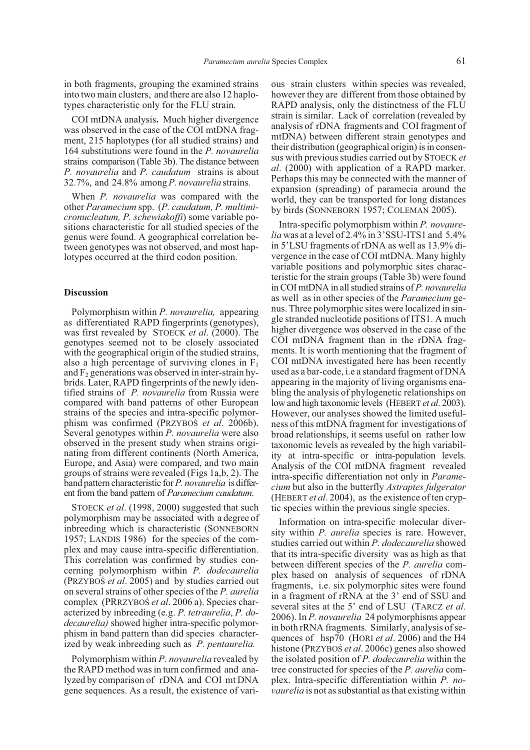in both fragments, grouping the examined strains into two main clusters, and there are also 12 haplotypes characteristic only for the FLU strain.

COI mtDNA analysis**.** Much higher divergence was observed in the case of the COI mtDNA fragment, 215 haplotypes (for all studied strains) and 164 substitutions were found in the *P. novaurelia* strains comparison (Table 3b). The distance between *P. novaurelia* and *P. caudatum* strains is about 32.7%, and 24.8% among *P. novaurelia* strains.

When *P. novaurelia* was compared with the other *Paramecium* spp. (*P. caudatum, P. multimicronucleatum, P. schewiakoffi*) some variable positions characteristic for all studied species of the genus were found. A geographical correlation between genotypes was not observed, and most haplotypes occurred at the third codon position.

## Discussion

Polymorphism within *P. novaurelia,* appearing as differentiated RAPD fingerprints (genotypes), was first revealed by STOECK *et al*. (2000). The genotypes seemed not to be closely associated with the geographical origin of the studied strains, also a high percentage of surviving clones in $F_1$ and $F_2$ generations was observed in inter-strain hybrids. Later, RAPD fingerprints of the newly identified strains of *P. novaurelia* from Russia were compared with band patterns of other European strains of the species and intra-specific polymorphism was confirmed (PRZYBOŚ *et al*. 2006b). Several genotypes within *P. novaurelia* were also observed in the present study when strains originating from different continents (North America, Europe, and Asia) were compared, and two main groups of strains were revealed (Figs 1a,b, 2). The band pattern characteristic for *P. novaurelia* is different from the band pattern of *Paramecium caudatum.*

STOECK *et al*. (1998, 2000) suggested that such polymorphism may be associated with a degree of inbreeding which is characteristic (SONNEBORN 1957; LANDIS 1986) for the species of the complex and may cause intra-specific differentiation. This correlation was confirmed by studies concerning polymorphism within *P. dodecaurelia* (PRZYBOŚ *et al*. 2005) and by studies carried out on several strains of other species of the *P. aurelia* complex (PRRZYBOŚ *et al*. 2006 a). Species characterized by inbreeding (e.g. *P. tetraurelia*, *P. dodecaurelia)* showed higher intra-specific polymorphism in band pattern than did species characterized by weak inbreeding such as *P. pentaurelia.*

Polymorphism within *P. novaurelia* revealed by the RAPD method was in turn confirmed and analyzed by comparison of rDNA and COI mt DNA gene sequences. As a result, the existence of various strain clusters within species was revealed, however they are different from those obtained by RAPD analysis, only the distinctness of the FLU strain is similar. Lack of correlation (revealed by analysis of rDNA fragments and COI fragment of mtDNA) between different strain genotypes and their distribution (geographical origin) is in consensus with previous studies carried out by STOECK *et al*. (2000) with application of a RAPD marker. Perhaps this may be connected with the manner of expansion (spreading) of paramecia around the world, they can be transported for long distances by birds (SONNEBORN 1957; COLEMAN 2005).

Intra-specific polymorphism within *P. novaurelia* was at a level of 2.4% in 3'SSU-ITS1 and 5.4% in 5'LSU fragments of rDNA as well as 13.9% divergence in the case of COI mtDNA. Many highly variable positions and polymorphic sites characteristic for the strain groups (Table 3b) were found in COI mtDNA in all studied strains of *P. novaurelia* as well as in other species of the *Paramecium* genus. Three polymorphic sites were localized in single stranded nucleotide positions of ITS1. A much higher divergence was observed in the case of the COI mtDNA fragment than in the rDNA fragments. It is worth mentioning that the fragment of COI mtDNA investigated here has been recently used as a bar-code, i.e a standard fragment of DNA appearing in the majority of living organisms enabling the analysis of phylogenetic relationships on low and high taxonomic levels (HEBERT *et al.* 2003). However, our analyses showed the limited usefulness of this mtDNA fragment for investigations of broad relationships, it seems useful on rather low taxonomic levels as revealed by the high variability at intra-specific or intra-population levels. Analysis of the COI mtDNA fragment revealed intra-specific differentiation not only in *Paramecium* but also in the butterfly *Astraptes fulgerator* (HEBERT *et al*. 2004), as the existence of ten cryptic species within the previous single species.

Information on intra-specific molecular diversity within *P. aurelia* species is rare. However, studies carried out within *P. dodecaurelia* showed that its intra-specific diversity was as high as that between different species of the *P. aurelia* complex based on analysis of sequences of rDNA fragments, i.e. six polymorphic sites were found in a fragment of rRNA at the 3' end of SSU and several sites at the 5' end of LSU (TARCZ *et al*. 2006). In *P. novaurelia* 24 polymorphisms appear in both rRNA fragments. Similarly, analysis of sequences of hsp70 (HORI *et al*. 2006) and the H4 histone (PRZYBOŚ *et al*. 2006c) genes also showed the isolated position of *P. dodecaurelia* within the tree constructed for species of the *P. aurelia* complex. Intra-specific differentiation within *P. novaurelia* is not as substantial as that existing within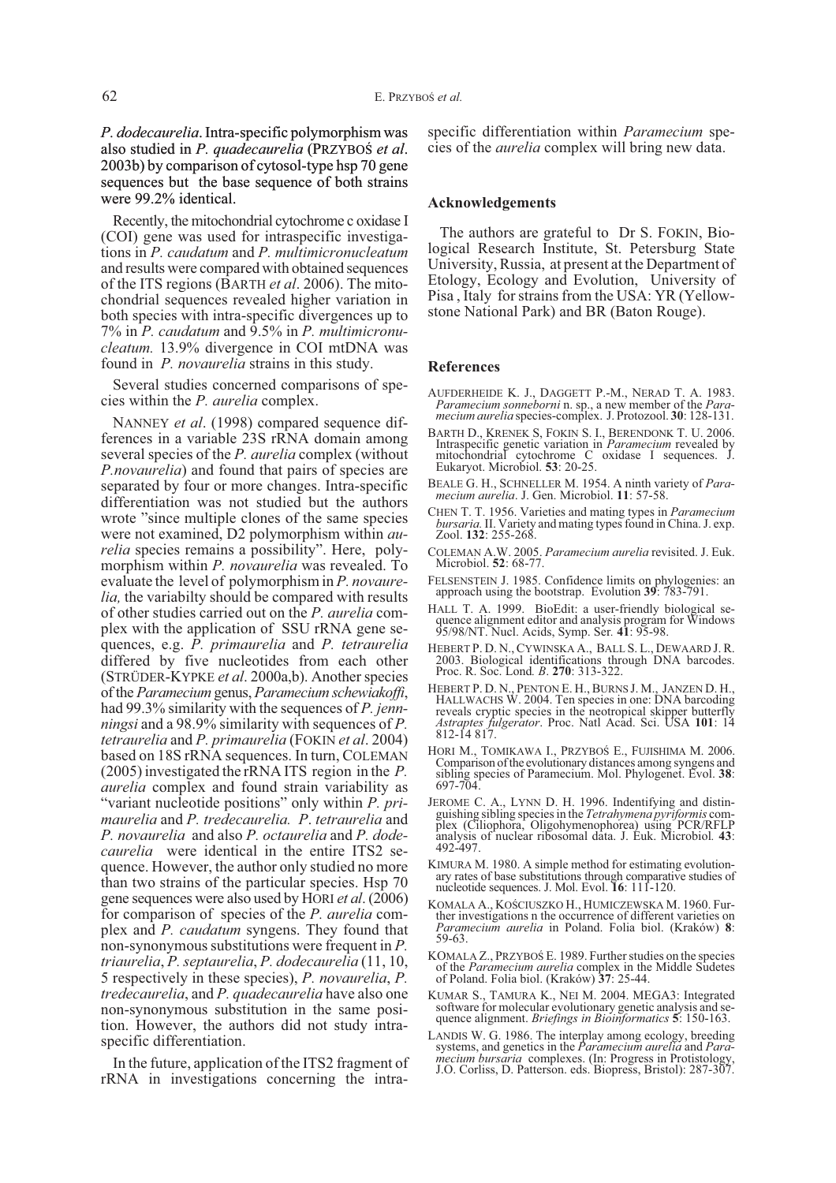*P. dodecaurelia*. Intra-specific polymorphism was also studied in *P. quadecaurelia* (PRZYBOŚ *et al*. 2003b) by comparison of cytosol-type hsp 70 gene sequences but the base sequence of both strains were 99.2% identical.

Recently, the mitochondrial cytochrome c oxidase I (COI) gene was used for intraspecific investigations in *P. caudatum* and *P. multimicronucleatum* and results were compared with obtained sequences of the ITS regions (BARTH *et al*. 2006). The mitochondrial sequences revealed higher variation in both species with intra-specific divergences up to 7% in *P. caudatum* and 9.5% in *P. multimicronucleatum.* 13.9% divergence in COI mtDNA was found in *P. novaurelia* strains in this study.

Several studies concerned comparisons of species within the *P. aurelia* complex.

NANNEY *et al*. (1998) compared sequence differences in a variable 23S rRNA domain among several species of the *P. aurelia* complex (without *P.novaurelia*) and found that pairs of species are separated by four or more changes. Intra-specific differentiation was not studied but the authors wrote "since multiple clones of the same species were not examined, D2 polymorphism within *aurelia* species remains a possibility". Here, polymorphism within *P. novaurelia* was revealed. To evaluate the level of polymorphism in *P. novaurelia,* the variabilty should be compared with results of other studies carried out on the *P. aurelia* complex with the application of SSU rRNA gene sequences, e.g. *P. primaurelia* and *P. tetraurelia* differed by five nucleotides from each other (STRÜDER-KYPKE *et al*. 2000a,b). Another species of the *Paramecium* genus, *Paramecium schewiakoffi*, had 99.3% similarity with the sequences of *P. jenningsi* and a 98.9% similarity with sequences of *P. tetraurelia* and *P. primaurelia* (FOKIN *et al*. 2004) based on 18S rRNA sequences. In turn, COLEMAN (2005) investigated the rRNA ITS region in the *P. aurelia* complex and found strain variability as "variant nucleotide positions" only within *P. primaurelia* and *P. tredecaurelia. P. tetraurelia* and *P. novaurelia* and also *P. octaurelia* and *P. dodecaurelia* were identical in the entire ITS2 sequence. However, the author only studied no more than two strains of the particular species. Hsp 70 gene sequences were also used by HORI *et al*. (2006) for comparison of species of the *P. aurelia* complex and *P. caudatum* syngens. They found that non-synonymous substitutions were frequent in *P. triaurelia*, *P. septaurelia*, *P. dodecaurelia* (11, 10, 5 respectively in these species), *P. novaurelia*, *P. tredecaurelia*, and *P. quadecaurelia* have also one non-synonymous substitution in the same position. However, the authors did not study intra-specific differentiation.

In the future, application of the ITS2 fragment of rRNA in investigations concerning the intra-specific differentiation within *Paramecium* species of the *aurelia* complex will bring new data.

## Acknowledgements

The authors are grateful to Dr S. FOKIN, Biological Research Institute, St. Petersburg State University, Russia, at present at the Department of Etology, Ecology and Evolution, University of Pisa , Italy for strains from the USA: YR (Yellowstone National Park) and BR (Baton Rouge).

## References

AUFDERHEIDE K. J., DAGGETT P.-M., NERAD T. A. 1983. *Paramecium sonneborni* n. sp., a new member of the *Paramecium aurelia* species-complex. J. Protozool. **30**: 128-131.

BARTH D., KRENEK S, FOKIN S. I., BERENDONK T. U. 2006. Intraspecific genetic variation in *Paramecium* revealed by mitochondrial cytochrome C oxidase I sequences. J. Eukaryot. Microbiol. **53**: 20-25.

BEALE G. H., SCHNELLER M. 1954. A ninth variety of *Paramecium aurelia*. J. Gen. Microbiol. **11**: 57-58.

CHEN T. T. 1956. Varieties and mating types in *Paramecium bursaria.* II. Variety and mating types found in China. J. exp. Zool. **132**: 255-268.

COLEMAN A.W. 2005. *Paramecium aurelia* revisited. J. Euk. Microbiol. **52**: 68-77.

FELSENSTEIN J. 1985. Confidence limits on phylogenies: an approach using the bootstrap. Evolution **39**: 783-791.

HALL T. A. 1999. BioEdit: a user-friendly biological sequence alignment editor and analysis program for Windows 95/98/NT. Nucl. Acids, Symp. Ser. **41**: 95-98.

HEBERT P. D. N., CYWINSKA A., BALL S. L., DEWAARD J. R. 2003. Biological identifications through DNA barcodes. Proc. R. Soc. Lond. *B*. **270**: 313-322.

HEBERT P. D. N., PENTON E. H., BURNS J. M., JANZEN D. H., HALLWACHS W. 2004. Ten species in one: DNA barcoding reveals cryptic species in the neotropical skipper butterfly *Astraptes fulgerator*. Proc. Natl Acad. Sci. USA **101**: 14 812-14 817.

HORI M., TOMIKAWA I., PRZYBOŚ E., FUJISHIMA M. 2006. Comparison of the evolutionary distances among syngens and sibling species of Paramecium. Mol. Phylogenet. Evol. **38**: 697-704.

JEROME C. A., LYNN D. H. 1996. Indentifying and distinguishing sibling species in the *Tetrahymena pyriformis* complex (Ciliophora, Oligohymenophorea) using PCR/RFLP analysis of nuclear ribosomal data. J. Euk. Microbiol. **43**: 492-497.

KIMURA M. 1980. A simple method for estimating evolutionary rates of base substitutions through comparative studies of nucleotide sequences. J. Mol. Evol. **16**: 111-120.

KOMALA A., KOŚCIUSZKO H., HUMICZEWSKA M. 1960. Further investigations n the occurrence of different varieties on *Paramecium aurelia* in Poland. Folia biol. (Kraków) **8**: 59-63.

KOMALA Z., PRZYBOŚ E. 1989. Further studies on the species of the *Paramecium aurelia* complex in the Middle Sudetes of Poland. Folia biol. (Kraków) **37**: 25-44.

KUMAR S., TAMURA K., NEI M. 2004. MEGA3: Integrated software for molecular evolutionary genetic analysis and sequence alignment. *Briefings in Bioinformatics* **5**: 150-163.

LANDIS W. G. 1986. The interplay among ecology, breeding systems, and genetics in the *Paramecium aurelia* and *Paramecium bursaria* complexes. (In: Progress in Protistology, J.O. Corliss, D. Patterson. eds. Biopress, Bristol): 287-307.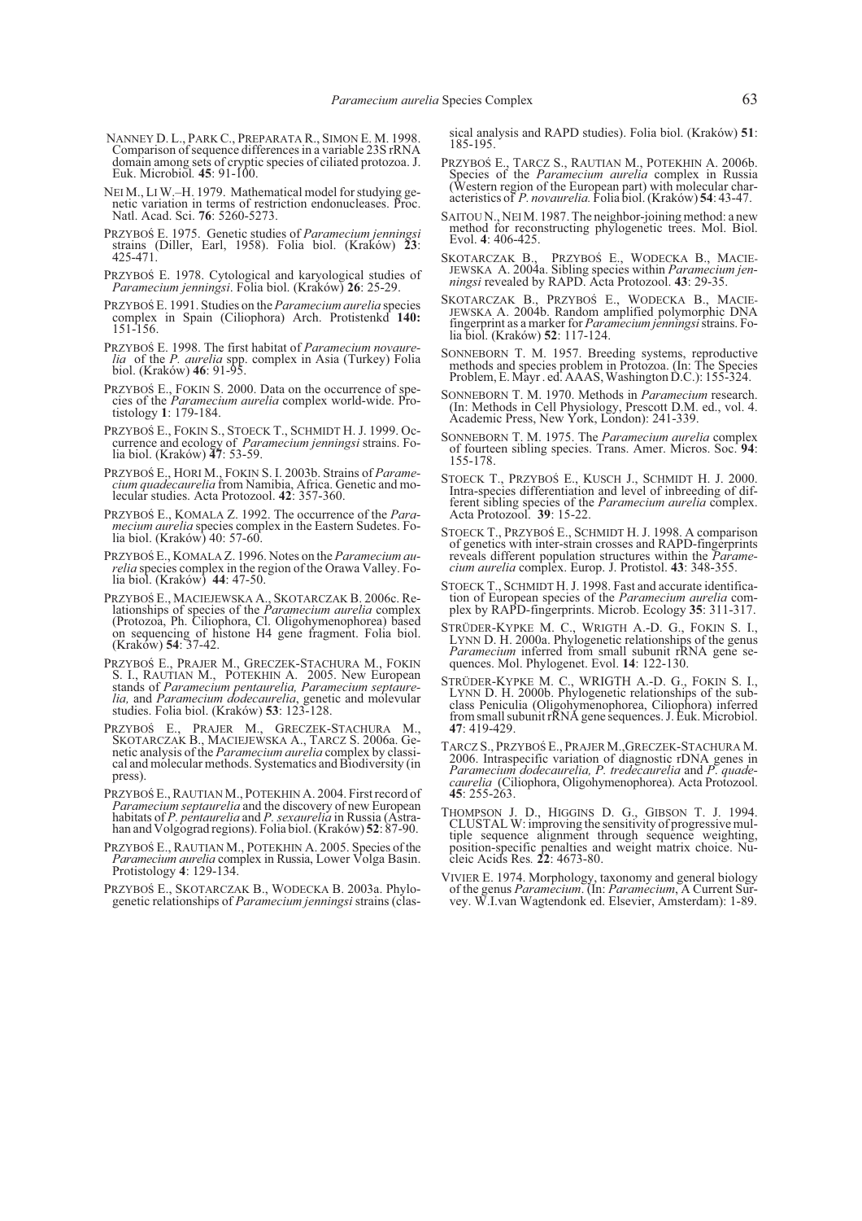NANNEY D. L., PARK C., PREPARATA R., SIMON E. M. 1998. Comparison of sequence differences in a variable 23S rRNA domain among sets of cryptic species of ciliated protozoa. J. Euk. Microbiol. **45**: 91-100.

NEI M., LI W.–H. 1979. Mathematical model for studying genetic variation in terms of restriction endonucleases. Proc. Natl. Acad. Sci. **76**: 5260-5273.

PRZYBOŚ E. 1975. Genetic studies of *Paramecium jenningsi* strains (Diller, Earl, 1958). Folia biol. (Kraków) **23**: 425-471.

PRZYBOŚ E. 1978. Cytological and karyological studies of *Paramecium jenningsi*. Folia biol. (Kraków) **26**: 25-29.

PRZYBOŚ E. 1991. Studies on the *Paramecium aurelia* species complex in Spain (Ciliophora) Arch. Protistenkd **140:** 151-156.

PRZYBOŚ E. 1998. The first habitat of *Paramecium novaurelia* of the *P. aurelia* spp. complex in Asia (Turkey) Folia biol. (Kraków) **46**: 91-95.

PRZYBOŚ E., FOKIN S. 2000. Data on the occurrence of species of the *Paramecium aurelia* complex world-wide. Protistology **1**: 179-184.

PRZYBOŚ E., FOKIN S., STOECK T., SCHMIDT H. J. 1999. Occurrence and ecology of *Paramecium jenningsi* strains. Folia biol. (Kraków) **47**: 53-59.

PRZYBOŚ E., HORI M., FOKIN S. I. 2003b. Strains of *Paramecium quadecaurelia* from Namibia, Africa. Genetic and molecular studies. Acta Protozool. **42**: 357-360.

PRZYBOŚ E., KOMALA Z. 1992. The occurrence of the *Paramecium aurelia* species complex in the Eastern Sudetes. Folia biol. (Kraków) 40: 57-60.

PRZYBOŚ E., KOMALA Z. 1996. Notes on the *Paramecium aurelia* species complex in the region of the Orawa Valley. Folia biol. (Kraków) **44**: 47-50.

PRZYBOŚ E., MACIEJEWSKA A., SKOTARCZAK B. 2006c. Relationships of species of the *Paramecium aurelia* complex (Protozoa, Ph. Ciliophora, Cl. Oligohymenophorea) based on sequencing of histone H4 gene fragment. Folia biol. (Kraków) **54**: 37-42.

PRZYBOŚ E., PRAJER M., GRECZEK-STACHURA M., FOKIN S. I., RAUTIAN M., POTEKHIN A. 2005. New European stands of *Paramecium pentaurelia, Paramecium septaurelia,* and *Paramecium dodecaurelia*, genetic and molevular studies. Folia biol. (Kraków) **53**: 123-128.

PRZYBOŚ E., PRAJER M., GRECZEK-STACHURA M., SKOTARCZAK B., MACIEJEWSKA A., TARCZ S. 2006a. Genetic analysis of the *Paramecium aurelia* complex by classical and molecular methods. Systematics and Biodiversity (in press).

PRZYBOŚ E., RAUTIAN M., POTEKHIN A. 2004. First record of *Paramecium septaurelia* and the discovery of new European habitats of *P. pentaurelia* and *P. sexaurelia* in Russia (Astrahan and Volgograd regions). Folia biol. (Kraków) **52**: 87-90.

PRZYBOŚ E., RAUTIAN M., POTEKHIN A. 2005. Species of the *Paramecium aurelia* complex in Russia, Lower Volga Basin. Protistology **4**: 129-134.

PRZYBOŚ E., SKOTARCZAK B., WODECKA B. 2003a. Phylogenetic relationships of *Paramecium jenningsi* strains (classical analysis and RAPD studies). Folia biol. (Kraków) **51**: 185-195.

PRZYBOŚ E., TARCZ S., RAUTIAN M., POTEKHIN A. 2006b. Species of the *Paramecium aurelia* complex in Russia (Western region of the European part) with molecular characteristics of *P. novaurelia.* Folia biol. (Kraków) **54**: 43-47.

SAITOU N., NEI M. 1987. The neighbor-joining method: a new method for reconstructing phylogenetic trees. Mol. Biol. Evol. **4**: 406-425.

SKOTARCZAK B., PRZYBOŚ E., WODECKA B., MACIEJEWSKA A. 2004a. Sibling species within *Paramecium jenningsi* revealed by RAPD. Acta Protozool. **43**: 29-35.

SKOTARCZAK B., PRZYBOŚ E., WODECKA B., MACIEJEWSKA A. 2004b. Random amplified polymorphic DNA fingerprint as a marker for *Paramecium jenningsi* strains. Folia biol. (Kraków) **52**: 117-124.

SONNEBORN T. M. 1957. Breeding systems, reproductive methods and species problem in Protozoa. (In: The Species Problem, E. Mayr . ed. AAAS, Washington D.C.): 155-324.

SONNEBORN T. M. 1970. Methods in *Paramecium* research. (In: Methods in Cell Physiology, Prescott D.M. ed., vol. 4. Academic Press, New York, London): 241-339.

SONNEBORN T. M. 1975. The *Paramecium aurelia* complex of fourteen sibling species. Trans. Amer. Micros. Soc. **94**: 155-178.

STOECK T., PRZYBOŚ E., KUSCH J., SCHMIDT H. J. 2000. Intra-species differentiation and level of inbreeding of different sibling species of the *Paramecium aurelia* complex. Acta Protozool. **39**: 15-22.

STOECK T., PRZYBOŚ E., SCHMIDT H. J. 1998. A comparison of genetics with inter-strain crosses and RAPD-fingerprints reveals different population structures within the *Paramecium aurelia* complex. Europ. J. Protistol. **43**: 348-355.

STOECK T., SCHMIDT H. J. 1998. Fast and accurate identification of European species of the *Paramecium aurelia* complex by RAPD-fingerprints. Microb. Ecology **35**: 311-317.

STRÜDER-KYPKE M. C., WRIGTH A.-D. G., FOKIN S. I., LYNN D. H. 2000a. Phylogenetic relationships of the genus *Paramecium* inferred from small subunit rRNA gene sequences. Mol. Phylogenet. Evol. **14**: 122-130.

STRÜDER-KYPKE M. C., WRIGTH A.-D. G., FOKIN S. I., LYNN D. H. 2000b. Phylogenetic relationships of the subclass Peniculia (Oligohymenophorea, Ciliophora) inferred from small subunit rRNA gene sequences. J. Euk. Microbiol. **47**: 419-429.

TARCZ S., PRZYBOŚ E., PRAJER M.,GRECZEK-STACHURA M. 2006. Intraspecific variation of diagnostic rDNA genes in *Paramecium dodecaurelia, P. tredecaurelia* and *P. quadecaurelia* (Ciliophora, Oligohymenophorea). Acta Protozool. **45**: 255-263.

THOMPSON J. D., HIGGINS D. G., GIBSON T. J. 1994. CLUSTAL W: improving the sensitivity of progressive multiple sequence alignment through sequence weighting, position-specific penalties and weight matrix choice. Nucleic Acids Res. **22**: 4673-80.

VIVIER E. 1974. Morphology, taxonomy and general biology of the genus *Paramecium*. (In: *Paramecium*, A Current Survey. W.I.van Wagtendonk ed. Elsevier, Amsterdam): 1-89.